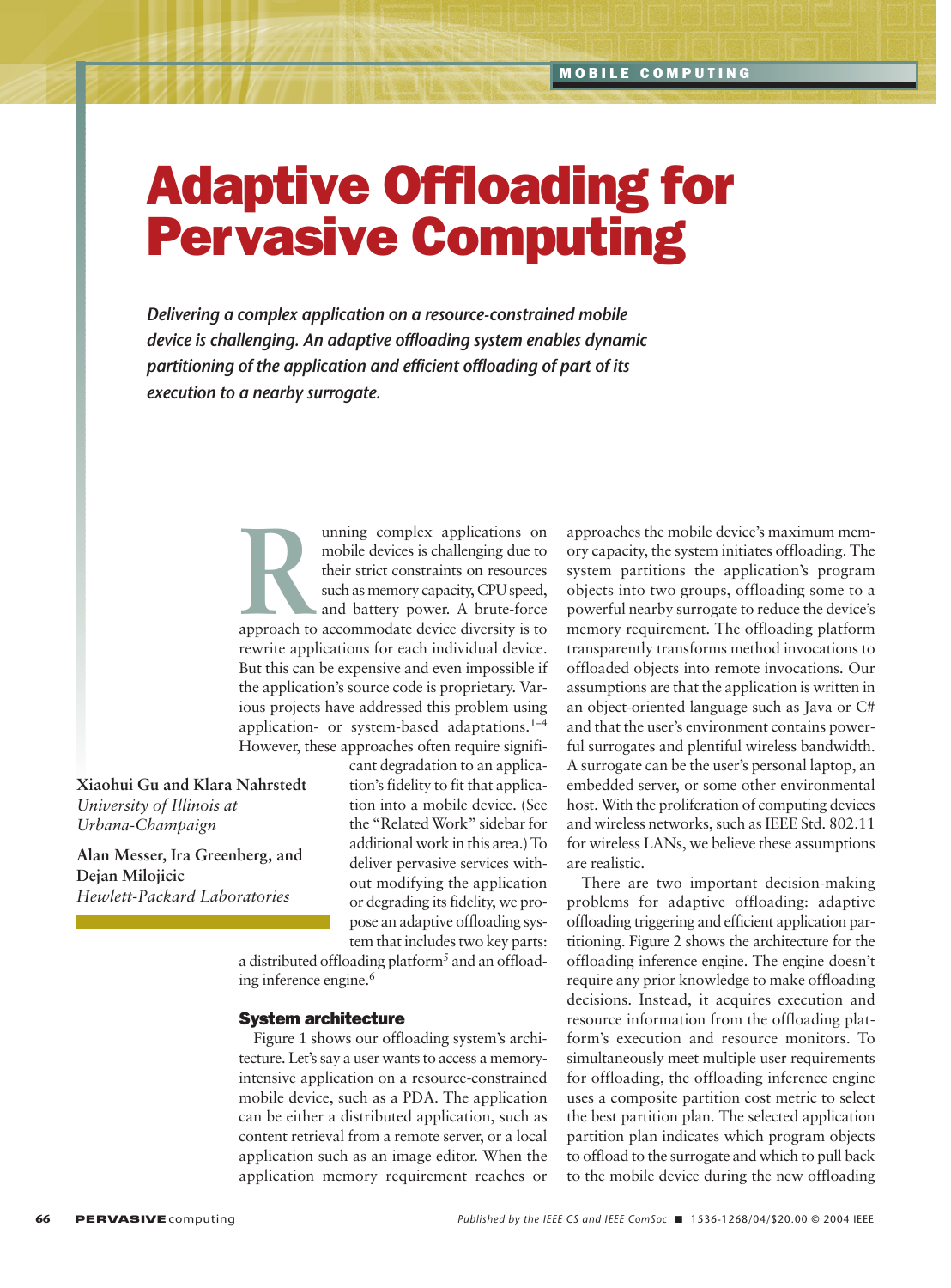# Adaptive Offloading for Pervasive Computing

*Delivering a complex application on a resource-constrained mobile device is challenging. An adaptive offloading system enables dynamic partitioning of the application and efficient offloading of part of its execution to a nearby surrogate.*

**Xiaohui Gu and Klara Nahrstedt**
*University of Illinois at Urbana-Champaign*

**Alan Messer, Ira Greenberg, and Dejan Milojicic**
*Hewlett-Packard Laboratories*

Running complex applications on mobile devices is challenging due to their strict constraints on resources such as memory capacity, CPU speed, and battery power. A brute-force approach to accommodate device diversity is to rewrite applications for each individual device. But this can be expensive and even impossible if the application's source code is proprietary. Various projects have addressed this problem using application- or system-based adaptations.[1–4] However, these approaches often require significant degradation to an application's fidelity to fit that application into a mobile device. (See the "Related Work" sidebar for additional work in this area.) To deliver pervasive services without modifying the application or degrading its fidelity, we propose an adaptive offloading system that includes two key parts: a distributed offloading platform[5] and an offloading inference engine.[6]

## System architecture

Figure 1 shows our offloading system's architecture. Let's say a user wants to access a memory-intensive application on a resource-constrained mobile device, such as a PDA. The application can be either a distributed application, such as content retrieval from a remote server, or a local application such as an image editor. When the application memory requirement reaches or approaches the mobile device's maximum memory capacity, the system initiates offloading. The system partitions the application's program objects into two groups, offloading some to a powerful nearby surrogate to reduce the device's memory requirement. The offloading platform transparently transforms method invocations to offloaded objects into remote invocations. Our assumptions are that the application is written in an object-oriented language such as Java or C# and that the user's environment contains powerful surrogates and plentiful wireless bandwidth. A surrogate can be the user's personal laptop, an embedded server, or some other environmental host. With the proliferation of computing devices and wireless networks, such as IEEE Std. 802.11 for wireless LANs, we believe these assumptions are realistic.

There are two important decision-making problems for adaptive offloading: adaptive offloading triggering and efficient application partitioning. Figure 2 shows the architecture for the offloading inference engine. The engine doesn't require any prior knowledge to make offloading decisions. Instead, it acquires execution and resource information from the offloading platform's execution and resource monitors. To simultaneously meet multiple user requirements for offloading, the offloading inference engine uses a composite partition cost metric to select the best partition plan. The selected application partition plan indicates which program objects to offload to the surrogate and which to pull back to the mobile device during the new offloading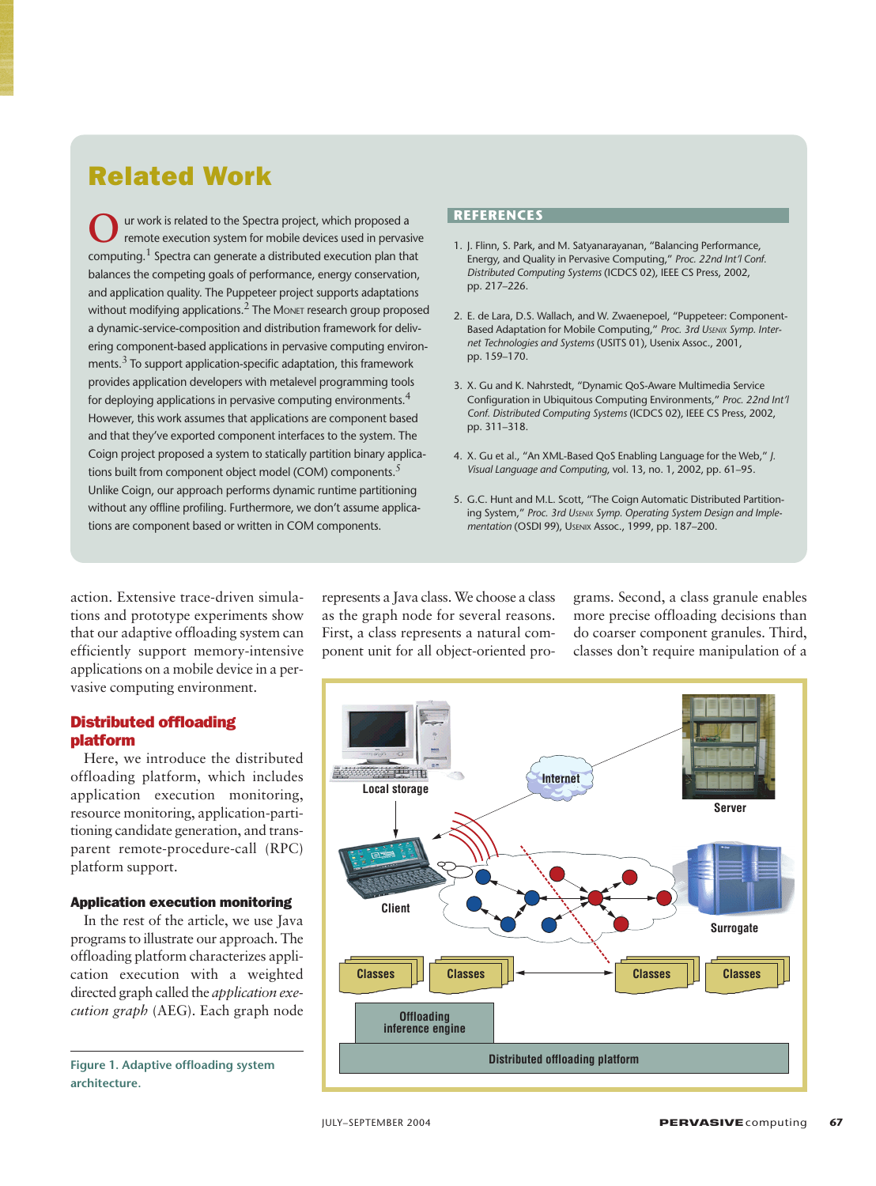## Related Work

Our work is related to the Spectra project, which proposed a remote execution system for mobile devices used in pervasive computing.[1] Spectra can generate a distributed execution plan that balances the competing goals of performance, energy conservation, and application quality. The Puppeteer project supports adaptations without modifying applications.[2] The Monet research group proposed a dynamic-service-composition and distribution framework for delivering component-based applications in pervasive computing environments.[3] To support application-specific adaptation, this framework provides application developers with metalevel programming tools for deploying applications in pervasive computing environments.[4] However, this work assumes that applications are component based and that they've exported component interfaces to the system. The Coign project proposed a system to statically partition binary applications built from component object model (COM) components.[5] Unlike Coign, our approach performs dynamic runtime partitioning without any offline profiling. Furthermore, we don't assume applications are component based or written in COM components.

### References

1. J. Flinn, S. Park, and M. Satyanarayanan, "Balancing Performance, Energy, and Quality in Pervasive Computing," *Proc. 22nd Int'l Conf. Distributed Computing Systems* (ICDCS 02), IEEE CS Press, 2002, pp. 217–226.
2. E. de Lara, D.S. Wallach, and W. Zwaenepoel, "Puppeteer: Component-Based Adaptation for Mobile Computing," *Proc. 3rd Usenix Symp. Internet Technologies and Systems* (USITS 01), Usenix Assoc., 2001, pp. 159–170.
3. X. Gu and K. Nahrstedt, "Dynamic QoS-Aware Multimedia Service Configuration in Ubiquitous Computing Environments," *Proc. 22nd Int'l Conf. Distributed Computing Systems* (ICDCS 02), IEEE CS Press, 2002, pp. 311–318.
4. X. Gu et al., "An XML-Based QoS Enabling Language for the Web," *J. Visual Language and Computing*, vol. 13, no. 1, 2002, pp. 61–95.
5. G.C. Hunt and M.L. Scott, "The Coign Automatic Distributed Partitioning System," *Proc. 3rd Usenix Symp. Operating System Design and Implementation* (OSDI 99), Usenix Assoc., 1999, pp. 187–200.

action. Extensive trace-driven simulations and prototype experiments show that our adaptive offloading system can efficiently support memory-intensive applications on a mobile device in a pervasive computing environment.

## Distributed offloading platform

Here, we introduce the distributed offloading platform, which includes application execution monitoring, resource monitoring, application-partitioning candidate generation, and transparent remote-procedure-call (RPC) platform support.

### Application execution monitoring

In the rest of the article, we use Java programs to illustrate our approach. The offloading platform characterizes application execution with a weighted directed graph called the *application execution graph* (AEG). Each graph node represents a Java class. We choose a class as the graph node for several reasons. First, a class represents a natural component unit for all object-oriented programs. Second, a class granule enables more precise offloading decisions than do coarser component granules. Third, classes don't require manipulation of a

Figure 1. Adaptive offloading system architecture.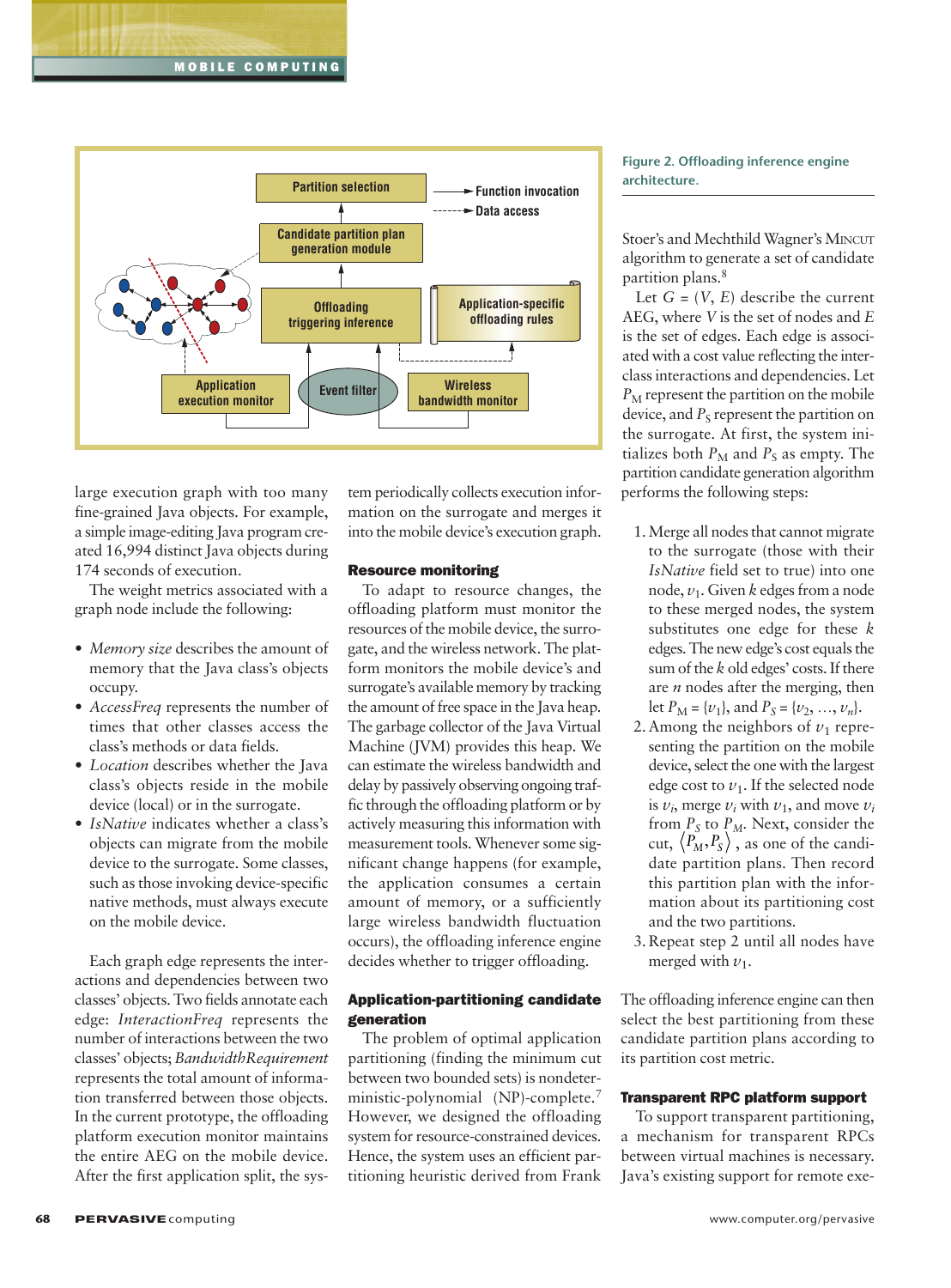Figure 2. Offloading inference engine architecture.

large execution graph with too many fine-grained Java objects. For example, a simple image-editing Java program created 16,994 distinct Java objects during 174 seconds of execution.

The weight metrics associated with a graph node include the following:

- *Memory size* describes the amount of memory that the Java class's objects occupy.
- *AccessFreq* represents the number of times that other classes access the class's methods or data fields.
- *Location* describes whether the Java class's objects reside in the mobile device (local) or in the surrogate.
- *IsNative* indicates whether a class's objects can migrate from the mobile device to the surrogate. Some classes, such as those invoking device-specific native methods, must always execute on the mobile device.

Each graph edge represents the interactions and dependencies between two classes' objects. Two fields annotate each edge: *InteractionFreq* represents the number of interactions between the two classes' objects; *BandwidthRequirement* represents the total amount of information transferred between those objects. In the current prototype, the offloading platform execution monitor maintains the entire AEG on the mobile device. After the first application split, the system periodically collects execution information on the surrogate and merges it into the mobile device's execution graph.

### Resource monitoring

To adapt to resource changes, the offloading platform must monitor the resources of the mobile device, the surrogate, and the wireless network. The platform monitors the mobile device's and surrogate's available memory by tracking the amount of free space in the Java heap. The garbage collector of the Java Virtual Machine (JVM) provides this heap. We can estimate the wireless bandwidth and delay by passively observing ongoing traffic through the offloading platform or by actively measuring this information with measurement tools. Whenever some significant change happens (for example, the application consumes a certain amount of memory, or a sufficiently large wireless bandwidth fluctuation occurs), the offloading inference engine decides whether to trigger offloading.

### Application-partitioning candidate generation

The problem of optimal application partitioning (finding the minimum cut between two bounded sets) is nondeterministic-polynomial (NP)-complete.[7] However, we designed the offloading system for resource-constrained devices. Hence, the system uses an efficient partitioning heuristic derived from Frank Stoer's and Mechthild Wagner's MINCUT algorithm to generate a set of candidate partition plans.[8]

Let $G = (V, E)$ describe the current AEG, where $V$ is the set of nodes and $E$ is the set of edges. Each edge is associated with a cost value reflecting the interclass interactions and dependencies. Let $P_M$ represent the partition on the mobile device, and $P_S$ represent the partition on the surrogate. At first, the system initializes both $P_M$ and $P_S$ as empty. The partition candidate generation algorithm performs the following steps:

1. Merge all nodes that cannot migrate to the surrogate (those with their *IsNative* field set to true) into one node, $v_1$. Given $k$ edges from a node to these merged nodes, the system substitutes one edge for these $k$ edges. The new edge's cost equals the sum of the $k$ old edges' costs. If there are $n$ nodes after the merging, then let $P_M = \{v_1\}$, and $P_S = \{v_2, \ldots, v_n\}$.
2. Among the neighbors of $v_1$ representing the partition on the mobile device, select the one with the largest edge cost to $v_1$. If the selected node is $v_i$, merge $v_i$ with $v_1$, and move $v_i$ from $P_S$ to $P_M$. Next, consider the cut, $\langle P_M, P_S \rangle$, as one of the candidate partition plans. Then record this partition plan with the information about its partitioning cost and the two partitions.
3. Repeat step 2 until all nodes have merged with $v_1$.

The offloading inference engine can then select the best partitioning from these candidate partition plans according to its partition cost metric.

### Transparent RPC platform support

To support transparent partitioning, a mechanism for transparent RPCs between virtual machines is necessary. Java's existing support for remote exe-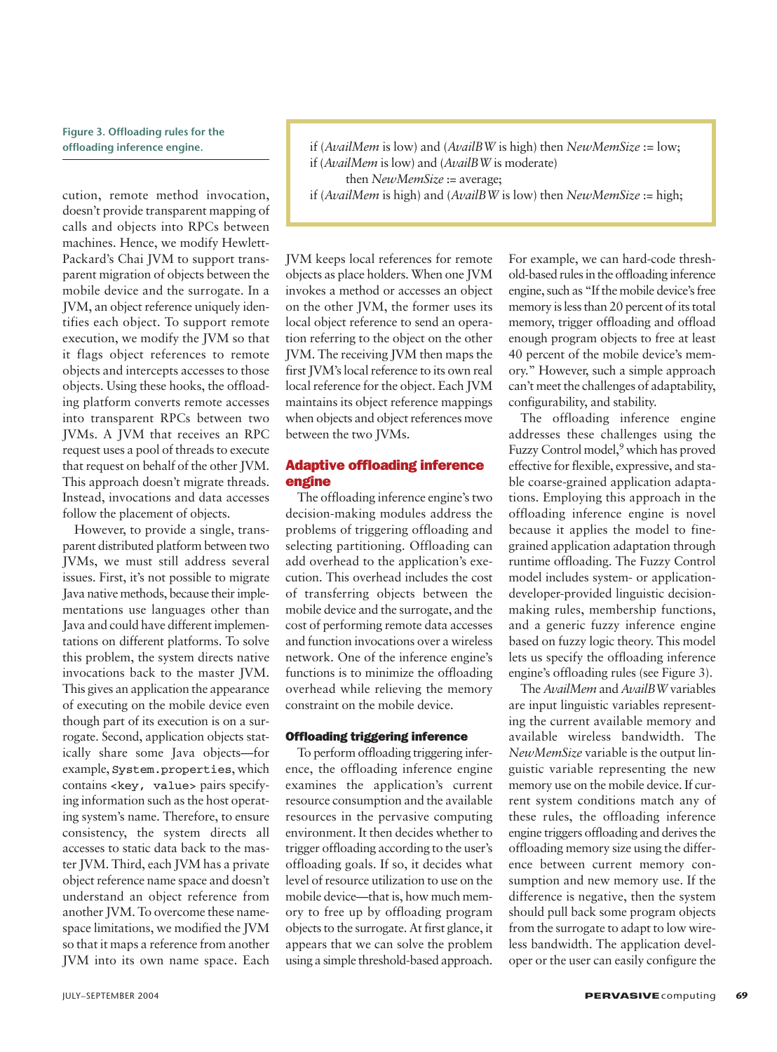cution, remote method invocation, doesn't provide transparent mapping of calls and objects into RPCs between machines. Hence, we modify Hewlett-Packard's Chai JVM to support transparent migration of objects between the mobile device and the surrogate. In a JVM, an object reference uniquely identifies each object. To support remote execution, we modify the JVM so that it flags object references to remote objects and intercepts accesses to those objects. Using these hooks, the offloading platform converts remote accesses into transparent RPCs between two JVMs. A JVM that receives an RPC request uses a pool of threads to execute that request on behalf of the other JVM. This approach doesn't migrate threads. Instead, invocations and data accesses follow the placement of objects.

However, to provide a single, transparent distributed platform between two JVMs, we must still address several issues. First, it's not possible to migrate Java native methods, because their implementations use languages other than Java and could have different implementations on different platforms. To solve this problem, the system directs native invocations back to the master JVM. This gives an application the appearance of executing on the mobile device even though part of its execution is on a surrogate. Second, application objects statically share some Java objects—for example, `System.properties`, which contains `<key, value>` pairs specifying information such as the host operating system's name. Therefore, to ensure consistency, the system directs all accesses to static data back to the master JVM. Third, each JVM has a private object reference name space and doesn't understand an object reference from another JVM. To overcome these namespace limitations, we modified the JVM so that it maps a reference from another JVM into its own name space. Each JVM keeps local references for remote objects as place holders. When one JVM invokes a method or accesses an object on the other JVM, the former uses its local object reference to send an operation referring to the object on the other JVM. The receiving JVM then maps the first JVM's local reference to its own real local reference for the object. Each JVM maintains its object reference mappings when objects and object references move between the two JVMs.

## Adaptive offloading inference engine

The offloading inference engine's two decision-making modules address the problems of triggering offloading and selecting partitioning. Offloading can add overhead to the application's execution. This overhead includes the cost of transferring objects between the mobile device and the surrogate, and the cost of performing remote data accesses and function invocations over a wireless network. One of the inference engine's functions is to minimize the offloading overhead while relieving the memory constraint on the mobile device.

### Offloading triggering inference

To perform offloading triggering inference, the offloading inference engine examines the application's current resource consumption and the available resources in the pervasive computing environment. It then decides whether to trigger offloading according to the user's offloading goals. If so, it decides what level of resource utilization to use on the mobile device—that is, how much memory to free up by offloading program objects to the surrogate. At first glance, it appears that we can solve the problem using a simple threshold-based approach. For example, we can hard-code threshold-based rules in the offloading inference engine, such as "If the mobile device's free memory is less than 20 percent of its total memory, trigger offloading and offload enough program objects to free at least 40 percent of the mobile device's memory." However, such a simple approach can't meet the challenges of adaptability, configurability, and stability.

The offloading inference engine addresses these challenges using the Fuzzy Control model,[9] which has proved effective for flexible, expressive, and stable coarse-grained application adaptations. Employing this approach in the offloading inference engine is novel because it applies the model to fine-grained application adaptation through runtime offloading. The Fuzzy Control model includes system- or application-developer-provided linguistic decision-making rules, membership functions, and a generic fuzzy inference engine based on fuzzy logic theory. This model lets us specify the offloading inference engine's offloading rules (see Figure 3).

> if (*AvailMem* is low) and (*AvailBW* is high) then *NewMemSize* := low;
> if (*AvailMem* is low) and (*AvailBW* is moderate)
> then *NewMemSize* := average;
> if (*AvailMem* is high) and (*AvailBW* is low) then *NewMemSize* := high;

**Figure 3. Offloading rules for the offloading inference engine.**

The *AvailMem* and *AvailBW* variables are input linguistic variables representing the current available memory and available wireless bandwidth. The *NewMemSize* variable is the output linguistic variable representing the new memory use on the mobile device. If current system conditions match any of these rules, the offloading inference engine triggers offloading and derives the offloading memory size using the difference between current memory consumption and new memory use. If the difference is negative, then the system should pull back some program objects from the surrogate to adapt to low wireless bandwidth. The application developer or the user can easily configure the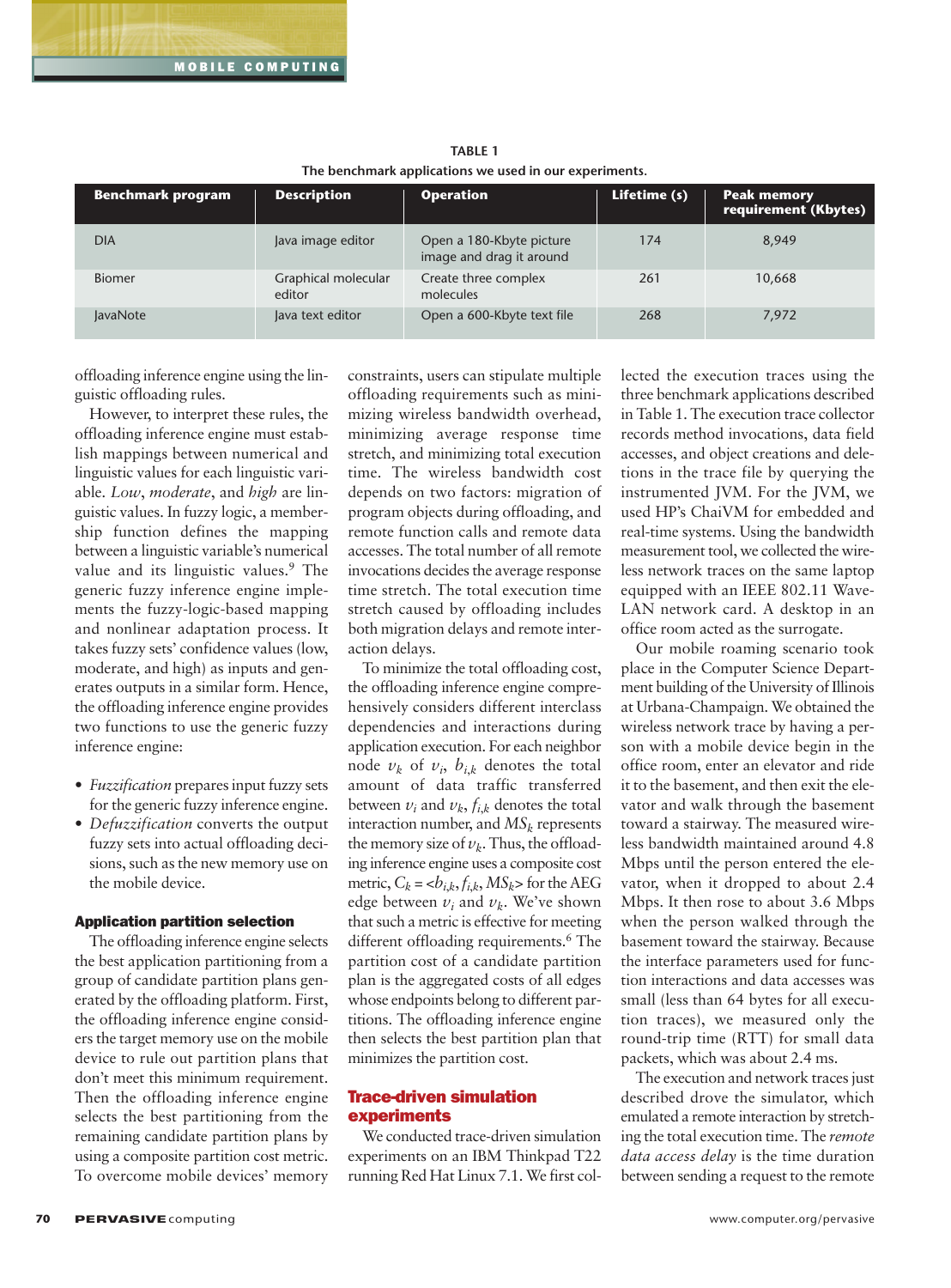**TABLE 1**
The benchmark applications we used in our experiments.

| Benchmark program | Description | Operation | Lifetime (s) | Peak memory requirement (Kbytes) |
|---|---|---|---|---|
| DIA | Java image editor | Open a 180-Kbyte picture image and drag it around | 174 | 8,949 |
| Biomer | Graphical molecular editor | Create three complex molecules | 261 | 10,668 |
| JavaNote | Java text editor | Open a 600-Kbyte text file | 268 | 7,972 |

offloading inference engine using the linguistic offloading rules.

However, to interpret these rules, the offloading inference engine must establish mappings between numerical and linguistic values for each linguistic variable. *Low*, *moderate*, and *high* are linguistic values. In fuzzy logic, a membership function defines the mapping between a linguistic variable's numerical value and its linguistic values.[9] The generic fuzzy inference engine implements the fuzzy-logic-based mapping and nonlinear adaptation process. It takes fuzzy sets' confidence values (low, moderate, and high) as inputs and generates outputs in a similar form. Hence, the offloading inference engine provides two functions to use the generic fuzzy inference engine:

- *Fuzzification* prepares input fuzzy sets for the generic fuzzy inference engine.
- *Defuzzification* converts the output fuzzy sets into actual offloading decisions, such as the new memory use on the mobile device.

### Application partition selection

The offloading inference engine selects the best application partitioning from a group of candidate partition plans generated by the offloading platform. First, the offloading inference engine considers the target memory use on the mobile device to rule out partition plans that don't meet this minimum requirement. Then the offloading inference engine selects the best partitioning from the remaining candidate partition plans by using a composite partition cost metric. To overcome mobile devices' memory constraints, users can stipulate multiple offloading requirements such as minimizing wireless bandwidth overhead, minimizing average response time stretch, and minimizing total execution time. The wireless bandwidth cost depends on two factors: migration of program objects during offloading, and remote function calls and remote data accesses. The total number of all remote invocations decides the average response time stretch. The total execution time stretch caused by offloading includes both migration delays and remote interaction delays.

To minimize the total offloading cost, the offloading inference engine comprehensively considers different interclass dependencies and interactions during application execution. For each neighbor node $v_k$ of $v_i$, $b_{i,k}$ denotes the total amount of data traffic transferred between $v_i$ and $v_k$, $f_{i,k}$ denotes the total interaction number, and $MS_k$ represents the memory size of $v_k$. Thus, the offloading inference engine uses a composite cost metric, $C_k = <b_{i,k}, f_{i,k}, MS_k>$ for the AEG edge between $v_i$ and $v_k$. We've shown that such a metric is effective for meeting different offloading requirements.[6] The partition cost of a candidate partition plan is the aggregated costs of all edges whose endpoints belong to different partitions. The offloading inference engine then selects the best partition plan that minimizes the partition cost.

## Trace-driven simulation experiments

We conducted trace-driven simulation experiments on an IBM Thinkpad T22 running Red Hat Linux 7.1. We first collected the execution traces using the three benchmark applications described in Table 1. The execution trace collector records method invocations, data field accesses, and object creations and deletions in the trace file by querying the instrumented JVM. For the JVM, we used HP's ChaiVM for embedded and real-time systems. Using the bandwidth measurement tool, we collected the wireless network traces on the same laptop equipped with an IEEE 802.11 WaveLAN network card. A desktop in an office room acted as the surrogate.

Our mobile roaming scenario took place in the Computer Science Department building of the University of Illinois at Urbana-Champaign. We obtained the wireless network trace by having a person with a mobile device begin in the office room, enter an elevator and ride it to the basement, and then exit the elevator and walk through the basement toward a stairway. The measured wireless bandwidth maintained around 4.8 Mbps until the person entered the elevator, when it dropped to about 2.4 Mbps. It then rose to about 3.6 Mbps when the person walked through the basement toward the stairway. Because the interface parameters used for function interactions and data accesses was small (less than 64 bytes for all execution traces), we measured only the round-trip time (RTT) for small data packets, which was about 2.4 ms.

The execution and network traces just described drove the simulator, which emulated a remote interaction by stretching the total execution time. The *remote data access delay* is the time duration between sending a request to the remote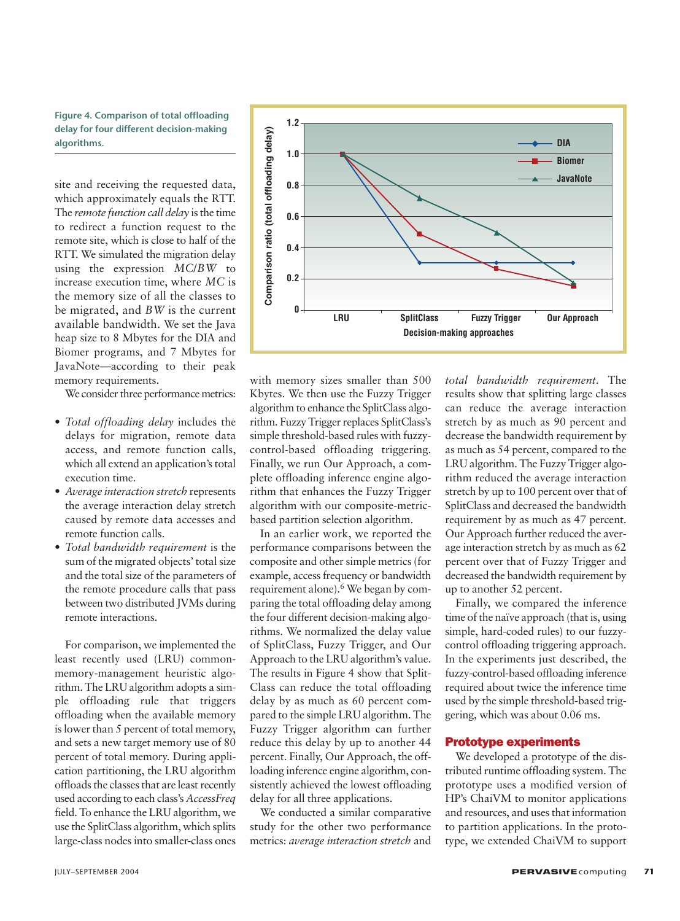**Figure 4. Comparison of total offloading delay for four different decision-making algorithms.**

site and receiving the requested data, which approximately equals the RTT. The *remote function call delay* is the time to redirect a function request to the remote site, which is close to half of the RTT. We simulated the migration delay using the expression $MC/BW$ to increase execution time, where $MC$ is the memory size of all the classes to be migrated, and $BW$ is the current available bandwidth. We set the Java heap size to 8 Mbytes for the DIA and Biomer programs, and 7 Mbytes for JavaNote—according to their peak memory requirements.

We consider three performance metrics:

- *Total offloading delay* includes the delays for migration, remote data access, and remote function calls, which all extend an application's total execution time.
- *Average interaction stretch* represents the average interaction delay stretch caused by remote data accesses and remote function calls.
- *Total bandwidth requirement* is the sum of the migrated objects' total size and the total size of the parameters of the remote procedure calls that pass between two distributed JVMs during remote interactions.

For comparison, we implemented the least recently used (LRU) common-memory-management heuristic algorithm. The LRU algorithm adopts a simple offloading rule that triggers offloading when the available memory is lower than 5 percent of total memory, and sets a new target memory use of 80 percent of total memory. During application partitioning, the LRU algorithm offloads the classes that are least recently used according to each class's *AccessFreq* field. To enhance the LRU algorithm, we use the SplitClass algorithm, which splits large-class nodes into smaller-class ones with memory sizes smaller than 500 Kbytes. We then use the Fuzzy Trigger algorithm to enhance the SplitClass algorithm. Fuzzy Trigger replaces SplitClass's simple threshold-based rules with fuzzy-control-based offloading triggering. Finally, we run Our Approach, a complete offloading inference engine algorithm that enhances the Fuzzy Trigger algorithm with our composite-metric-based partition selection algorithm.

In an earlier work, we reported the performance comparisons between the composite and other simple metrics (for example, access frequency or bandwidth requirement alone).[6] We began by comparing the total offloading delay among the four different decision-making algorithms. We normalized the delay value of SplitClass, Fuzzy Trigger, and Our Approach to the LRU algorithm's value. The results in Figure 4 show that SplitClass can reduce the total offloading delay by as much as 60 percent compared to the simple LRU algorithm. The Fuzzy Trigger algorithm can further reduce this delay by up to another 44 percent. Finally, Our Approach, the offloading inference engine algorithm, consistently achieved the lowest offloading delay for all three applications.

We conducted a similar comparative study for the other two performance metrics: *average interaction stretch* and *total bandwidth requirement*. The results show that splitting large classes can reduce the average interaction stretch by as much as 90 percent and decrease the bandwidth requirement by as much as 54 percent, compared to the LRU algorithm. The Fuzzy Trigger algorithm reduced the average interaction stretch by up to 100 percent over that of SplitClass and decreased the bandwidth requirement by as much as 47 percent. Our Approach further reduced the average interaction stretch by as much as 62 percent over that of Fuzzy Trigger and decreased the bandwidth requirement by up to another 52 percent.

Finally, we compared the inference time of the naïve approach (that is, using simple, hard-coded rules) to our fuzzy-control offloading triggering approach. In the experiments just described, the fuzzy-control-based offloading inference required about twice the inference time used by the simple threshold-based triggering, which was about 0.06 ms.

## Prototype experiments

We developed a prototype of the distributed runtime offloading system. The prototype uses a modified version of HP's ChaiVM to monitor applications and resources, and uses that information to partition applications. In the prototype, we extended ChaiVM to support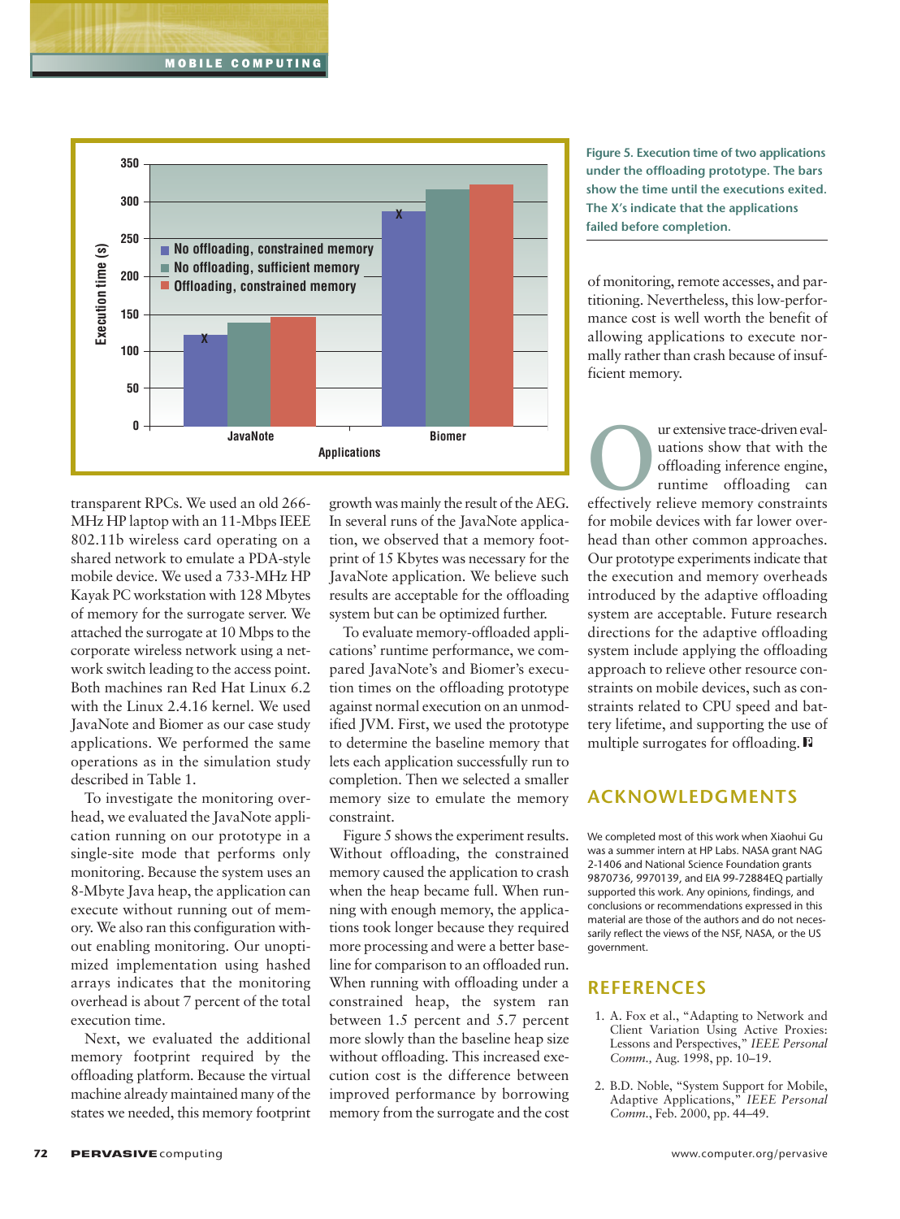Figure 5. Execution time of two applications under the offloading prototype. The bars show the time until the executions exited. The X's indicate that the applications failed before completion.

transparent RPCs. We used an old 266-MHz HP laptop with an 11-Mbps IEEE 802.11b wireless card operating on a shared network to emulate a PDA-style mobile device. We used a 733-MHz HP Kayak PC workstation with 128 Mbytes of memory for the surrogate server. We attached the surrogate at 10 Mbps to the corporate wireless network using a network switch leading to the access point. Both machines ran Red Hat Linux 6.2 with the Linux 2.4.16 kernel. We used JavaNote and Biomer as our case study applications. We performed the same operations as in the simulation study described in Table 1.

To investigate the monitoring overhead, we evaluated the JavaNote application running on our prototype in a single-site mode that performs only monitoring. Because the system uses an 8-Mbyte Java heap, the application can execute without running out of memory. We also ran this configuration without enabling monitoring. Our unoptimized implementation using hashed arrays indicates that the monitoring overhead is about 7 percent of the total execution time.

Next, we evaluated the additional memory footprint required by the offloading platform. Because the virtual machine already maintained many of the states we needed, this memory footprint growth was mainly the result of the AEG. In several runs of the JavaNote application, we observed that a memory footprint of 15 Kbytes was necessary for the JavaNote application. We believe such results are acceptable for the offloading system but can be optimized further.

To evaluate memory-offloaded applications' runtime performance, we compared JavaNote's and Biomer's execution times on the offloading prototype against normal execution on an unmodified JVM. First, we used the prototype to determine the baseline memory that lets each application successfully run to completion. Then we selected a smaller memory size to emulate the memory constraint.

Figure 5 shows the experiment results. Without offloading, the constrained memory caused the application to crash when the heap became full. When running with enough memory, the applications took longer because they required more processing and were a better baseline for comparison to an offloaded run. When running with offloading under a constrained heap, the system ran between 1.5 percent and 5.7 percent more slowly than the baseline heap size without offloading. This increased execution cost is the difference between improved performance by borrowing memory from the surrogate and the cost of monitoring, remote accesses, and partitioning. Nevertheless, this low-performance cost is well worth the benefit of allowing applications to execute normally rather than crash because of insufficient memory.

Our extensive trace-driven evaluations show that with the offloading inference engine, runtime offloading can effectively relieve memory constraints for mobile devices with far lower overhead than other common approaches. Our prototype experiments indicate that the execution and memory overheads introduced by the adaptive offloading system are acceptable. Future research directions for the adaptive offloading system include applying the offloading approach to relieve other resource constraints on mobile devices, such as constraints related to CPU speed and battery lifetime, and supporting the use of multiple surrogates for offloading.

## ACKNOWLEDGMENTS

We completed most of this work when Xiaohui Gu was a summer intern at HP Labs. NASA grant NAG 2-1406 and National Science Foundation grants 9870736, 9970139, and EIA 99-72884EQ partially supported this work. Any opinions, findings, and conclusions or recommendations expressed in this material are those of the authors and do not necessarily reflect the views of the NSF, NASA, or the US government.

## REFERENCES

1. A. Fox et al., "Adapting to Network and Client Variation Using Active Proxies: Lessons and Perspectives," *IEEE Personal Comm.,* Aug. 1998, pp. 10–19.

2. B.D. Noble, "System Support for Mobile, Adaptive Applications," *IEEE Personal Comm.*, Feb. 2000, pp. 44–49.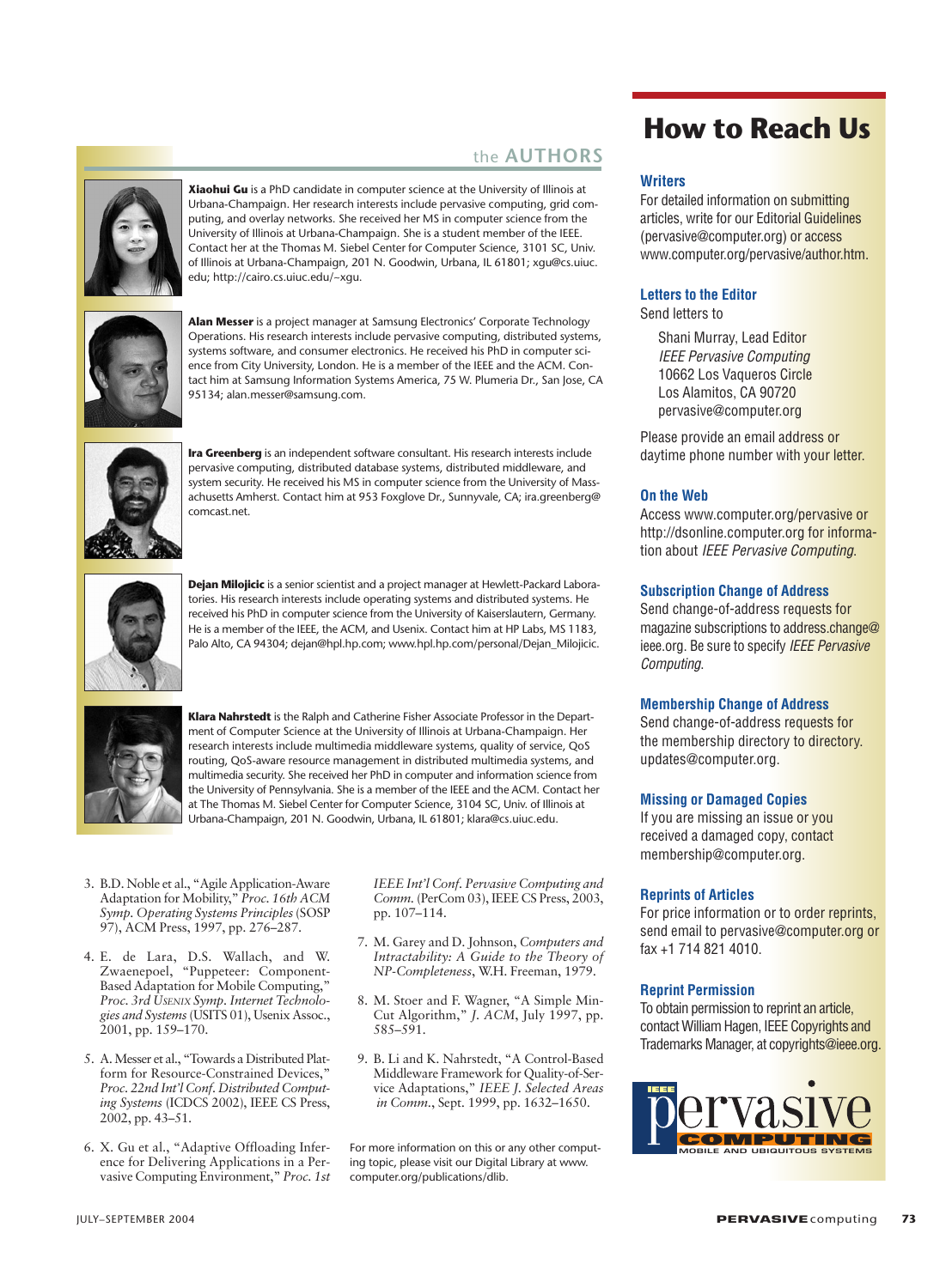## the AUTHORS

**Xiaohui Gu** is a PhD candidate in computer science at the University of Illinois at Urbana-Champaign. Her research interests include pervasive computing, grid computing, and overlay networks. She received her MS in computer science from the University of Illinois at Urbana-Champaign. She is a student member of the IEEE. Contact her at the Thomas M. Siebel Center for Computer Science, 3101 SC, Univ. of Illinois at Urbana-Champaign, 201 N. Goodwin, Urbana, IL 61801; xgu@cs.uiuc.edu; http://cairo.cs.uiuc.edu/~xgu.

**Alan Messer** is a project manager at Samsung Electronics' Corporate Technology Operations. His research interests include pervasive computing, distributed systems, systems software, and consumer electronics. He received his PhD in computer science from City University, London. He is a member of the IEEE and the ACM. Contact him at Samsung Information Systems America, 75 W. Plumeria Dr., San Jose, CA 95134; alan.messer@samsung.com.

**Ira Greenberg** is an independent software consultant. His research interests include pervasive computing, distributed database systems, distributed middleware, and system security. He received his MS in computer science from the University of Massachusetts Amherst. Contact him at 953 Foxglove Dr., Sunnyvale, CA; ira.greenberg@comcast.net.

**Dejan Milojicic** is a senior scientist and a project manager at Hewlett-Packard Laboratories. His research interests include operating systems and distributed systems. He received his PhD in computer science from the University of Kaiserslautern, Germany. He is a member of the IEEE, the ACM, and Usenix. Contact him at HP Labs, MS 1183, Palo Alto, CA 94304; dejan@hpl.hp.com; www.hpl.hp.com/personal/Dejan_Milojicic.

**Klara Nahrstedt** is the Ralph and Catherine Fisher Associate Professor in the Department of Computer Science at the University of Illinois at Urbana-Champaign. Her research interests include multimedia middleware systems, quality of service, QoS routing, QoS-aware resource management in distributed multimedia systems, and multimedia security. She received her PhD in computer and information science from the University of Pennsylvania. She is a member of the IEEE and the ACM. Contact her at The Thomas M. Siebel Center for Computer Science, 3104 SC, Univ. of Illinois at Urbana-Champaign, 201 N. Goodwin, Urbana, IL 61801; klara@cs.uiuc.edu.

3. B.D. Noble et al., "Agile Application-Aware Adaptation for Mobility," *Proc. 16th ACM Symp. Operating Systems Principles* (SOSP 97), ACM Press, 1997, pp. 276–287.
4. E. de Lara, D.S. Wallach, and W. Zwaenepoel, "Puppeteer: Component-Based Adaptation for Mobile Computing," *Proc. 3rd Usenix Symp. Internet Technologies and Systems* (USITS 01), Usenix Assoc., 2001, pp. 159–170.
5. A. Messer et al., "Towards a Distributed Platform for Resource-Constrained Devices," *Proc. 22nd Int'l Conf. Distributed Computing Systems* (ICDCS 2002), IEEE CS Press, 2002, pp. 43–51.
6. X. Gu et al., "Adaptive Offloading Inference for Delivering Applications in a Pervasive Computing Environment," *Proc. 1st IEEE Int'l Conf. Pervasive Computing and Comm.* (PerCom 03), IEEE CS Press, 2003, pp. 107–114.
7. M. Garey and D. Johnson, *Computers and Intractability: A Guide to the Theory of NP-Completeness*, W.H. Freeman, 1979.
8. M. Stoer and F. Wagner, "A Simple Min-Cut Algorithm," *J. ACM*, July 1997, pp. 585–591.
9. B. Li and K. Nahrstedt, "A Control-Based Middleware Framework for Quality-of-Service Adaptations," *IEEE J. Selected Areas in Comm.*, Sept. 1999, pp. 1632–1650.

For more information on this or any other computing topic, please visit our Digital Library at www.computer.org/publications/dlib.

# How to Reach Us

### Writers

For detailed information on submitting articles, write for our Editorial Guidelines (pervasive@computer.org) or access www.computer.org/pervasive/author.htm.

### Letters to the Editor

Send letters to

Shani Murray, Lead Editor  
*IEEE Pervasive Computing*  
10662 Los Vaqueros Circle  
Los Alamitos, CA 90720  
pervasive@computer.org

Please provide an email address or daytime phone number with your letter.

### On the Web

Access www.computer.org/pervasive or http://dsonline.computer.org for information about *IEEE Pervasive Computing*.

### Subscription Change of Address

Send change-of-address requests for magazine subscriptions to address.change@ieee.org. Be sure to specify *IEEE Pervasive Computing*.

### Membership Change of Address

Send change-of-address requests for the membership directory to directory.updates@computer.org.

### Missing or Damaged Copies

If you are missing an issue or you received a damaged copy, contact membership@computer.org.

### Reprints of Articles

For price information or to order reprints, send email to pervasive@computer.org or fax +1 714 821 4010.

### Reprint Permission

To obtain permission to reprint an article, contact William Hagen, IEEE Copyrights and Trademarks Manager, at copyrights@ieee.org.

IEEE pervasive COMPUTING — MOBILE AND UBIQUITOUS SYSTEMS